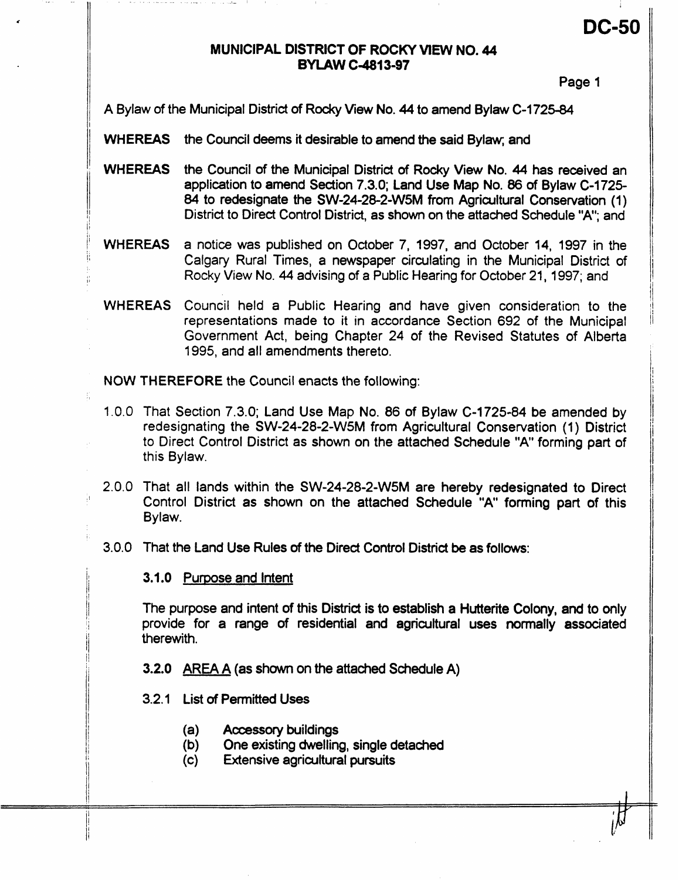DC-50

# MUNICIPAL DISTRICT OF ROCKY VIEW NO. 44
## BYLAW C-4813-97

A Bylaw of the Municipal District of Rocky View No. 44 to amend Bylaw C-1725-84

**WHEREAS** the Council deems it desirable to amend the said Bylaw; and

**WHEREAS** the Council of the Municipal District of Rocky View No. 44 has received an application to amend Section 7.3.0; Land Use Map No. 86 of Bylaw C-1725-84 to redesignate the SW-24-28-2-W5M from Agricultural Conservation (1) District to Direct Control District, as shown on the attached Schedule "A"; and

**WHEREAS** a notice was published on October 7, 1997, and October 14, 1997 in the Calgary Rural Times, a newspaper circulating in the Municipal District of Rocky View No. 44 advising of a Public Hearing for October 21, 1997; and

**WHEREAS** Council held a Public Hearing and have given consideration to the representations made to it in accordance Section 692 of the Municipal Government Act, being Chapter 24 of the Revised Statutes of Alberta 1995, and all amendments thereto.

**NOW THEREFORE** the Council enacts the following:

1.0.0 That Section 7.3.0; Land Use Map No. 86 of Bylaw C-1725-84 be amended by redesignating the SW-24-28-2-W5M from Agricultural Conservation (1) District to Direct Control District as shown on the attached Schedule "A" forming part of this Bylaw.

2.0.0 That all lands within the SW-24-28-2-W5M are hereby redesignated to Direct Control District as shown on the attached Schedule "A" forming part of this Bylaw.

3.0.0 That the Land Use Rules of the Direct Control District be as follows:

**3.1.0** Purpose and Intent

The purpose and intent of this District is to establish a Hutterite Colony, and to only provide for a range of residential and agricultural uses normally associated therewith.

**3.2.0** AREA A (as shown on the attached Schedule A)

3.2.1 List of Permitted Uses

- (a) Accessory buildings
- (b) One existing dwelling, single detached
- (c) Extensive agricultural pursuits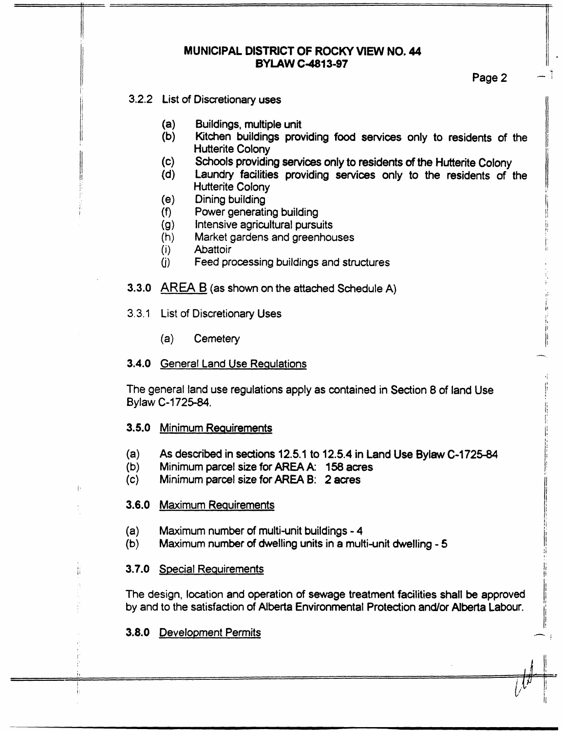3.2.2 List of Discretionary uses

(a) Buildings, multiple unit
(b) Kitchen buildings providing food services only to residents of the Hutterite Colony
(c) Schools providing services only to residents of the Hutterite Colony
(d) Laundry facilities providing services only to the residents of the Hutterite Colony
(e) Dining building
(f) Power generating building
(g) Intensive agricultural pursuits
(h) Market gardens and greenhouses
(i) Abattoir
(j) Feed processing buildings and structures

**3.3.0** AREA B (as shown on the attached Schedule A)

3.3.1 List of Discretionary Uses

(a) Cemetery

**3.4.0** General Land Use Regulations

The general land use regulations apply as contained in Section 8 of land Use Bylaw C-1725-84.

**3.5.0** Minimum Requirements

(a) As described in sections 12.5.1 to 12.5.4 in Land Use Bylaw C-1725-84
(b) Minimum parcel size for AREA A: 158 acres
(c) Minimum parcel size for AREA B: 2 acres

**3.6.0** Maximum Requirements

(a) Maximum number of multi-unit buildings - 4
(b) Maximum number of dwelling units in a multi-unit dwelling - 5

**3.7.0** Special Requirements

The design, location and operation of sewage treatment facilities shall be approved by and to the satisfaction of Alberta Environmental Protection and/or Alberta Labour.

**3.8.0** Development Permits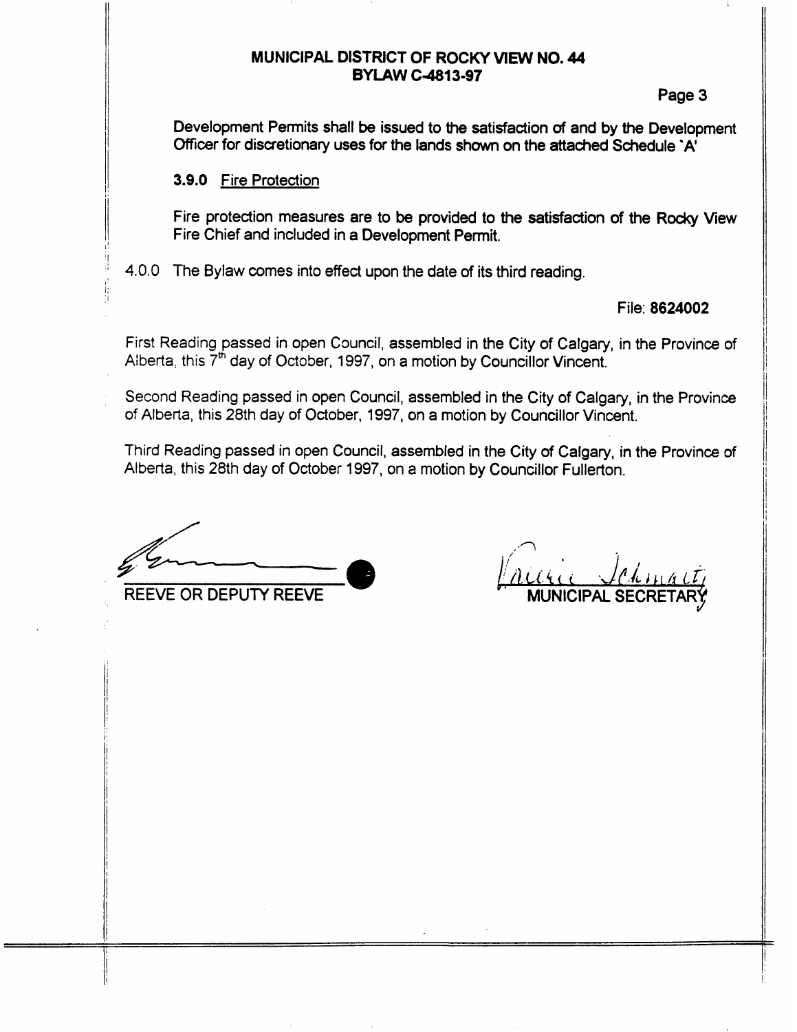Development Permits shall be issued to the satisfaction of and by the Development Officer for discretionary uses for the lands shown on the attached Schedule 'A'

**3.9.0** Fire Protection

Fire protection measures are to be provided to the satisfaction of the Rocky View Fire Chief and included in a Development Permit.

4.0.0 The Bylaw comes into effect upon the date of its third reading.

File: **8624002**

First Reading passed in open Council, assembled in the City of Calgary, in the Province of Alberta, this 7th day of October, 1997, on a motion by Councillor Vincent.

Second Reading passed in open Council, assembled in the City of Calgary, in the Province of Alberta, this 28th day of October, 1997, on a motion by Councillor Vincent.

Third Reading passed in open Council, assembled in the City of Calgary, in the Province of Alberta, this 28th day of October 1997, on a motion by Councillor Fullerton.

REEVE OR DEPUTY REEVE

MUNICIPAL SECRETARY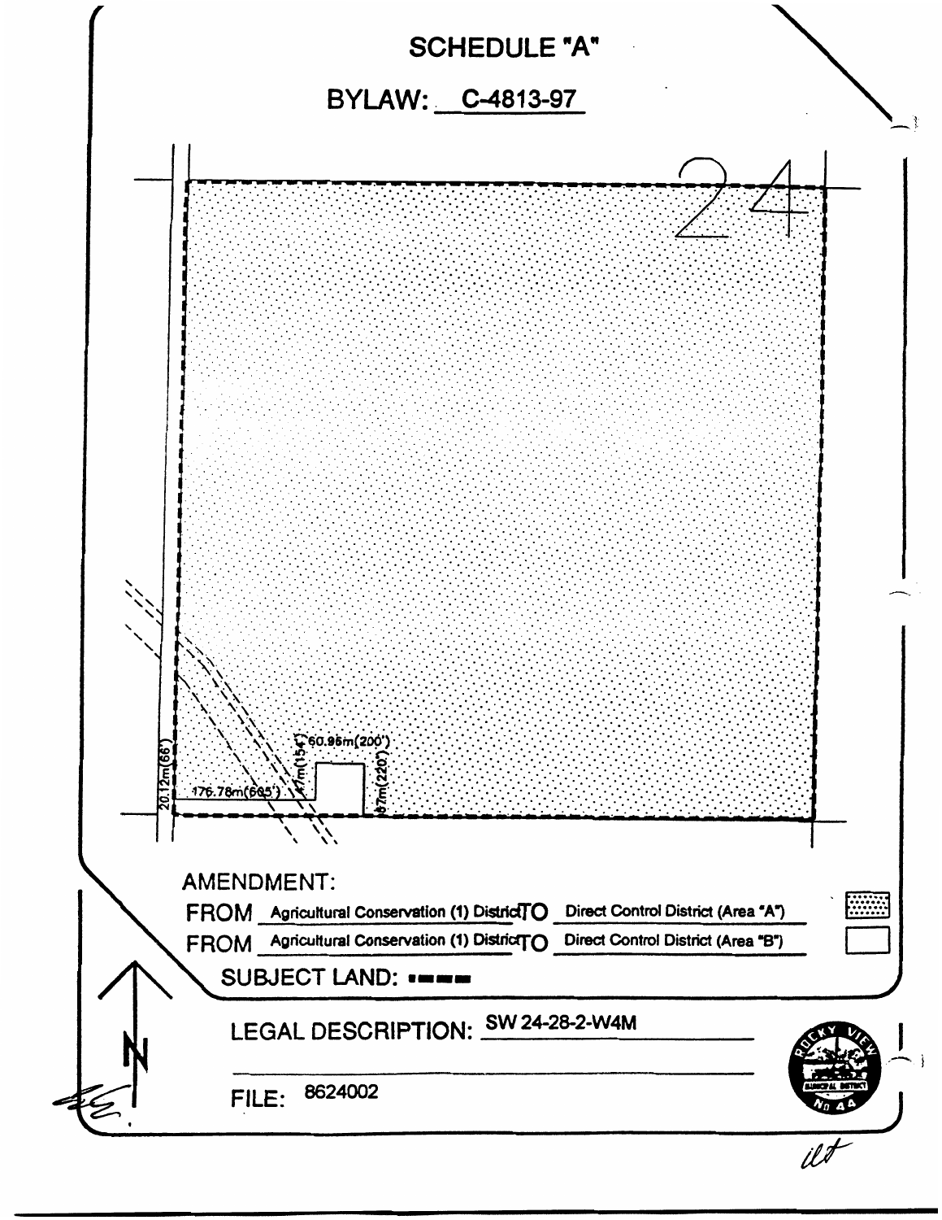# SCHEDULE "A"

## BYLAW: C-4813-97

24

60.96m(200')

47m(154')

67m(220')

20.12m(66')

176.78m(665')

AMENDMENT:

FROM Agricultural Conservation (1) District TO Direct Control District (Area "A")

FROM Agricultural Conservation (1) District TO Direct Control District (Area "B")

SUBJECT LAND: ▬▬▬

LEGAL DESCRIPTION: SW 24-28-2-W4M

FILE: 8624002

N

ROCKY VIEW MUNICIPAL DISTRICT No 44